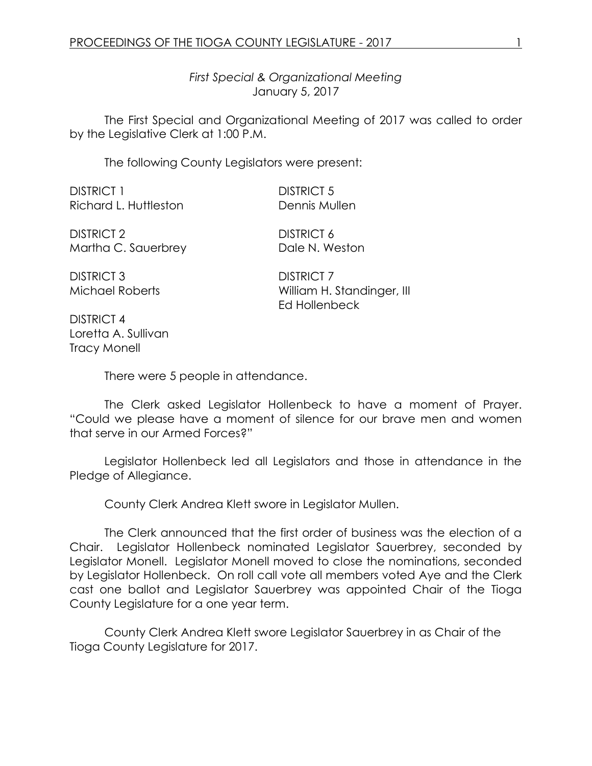*First Special & Organizational Meeting*
January 5, 2017

The First Special and Organizational Meeting of 2017 was called to order by the Legislative Clerk at 1:00 P.M.

The following County Legislators were present:

DISTRICT 1
Richard L. Huttleston

DISTRICT 2
Martha C. Sauerbrey

DISTRICT 3
Michael Roberts

DISTRICT 4
Loretta A. Sullivan
Tracy Monell

DISTRICT 5
Dennis Mullen

DISTRICT 6
Dale N. Weston

DISTRICT 7
William H. Standinger, III
Ed Hollenbeck

There were 5 people in attendance.

The Clerk asked Legislator Hollenbeck to have a moment of Prayer. "Could we please have a moment of silence for our brave men and women that serve in our Armed Forces?"

Legislator Hollenbeck led all Legislators and those in attendance in the Pledge of Allegiance.

County Clerk Andrea Klett swore in Legislator Mullen.

The Clerk announced that the first order of business was the election of a Chair. Legislator Hollenbeck nominated Legislator Sauerbrey, seconded by Legislator Monell. Legislator Monell moved to close the nominations, seconded by Legislator Hollenbeck. On roll call vote all members voted Aye and the Clerk cast one ballot and Legislator Sauerbrey was appointed Chair of the Tioga County Legislature for a one year term.

County Clerk Andrea Klett swore Legislator Sauerbrey in as Chair of the Tioga County Legislature for 2017.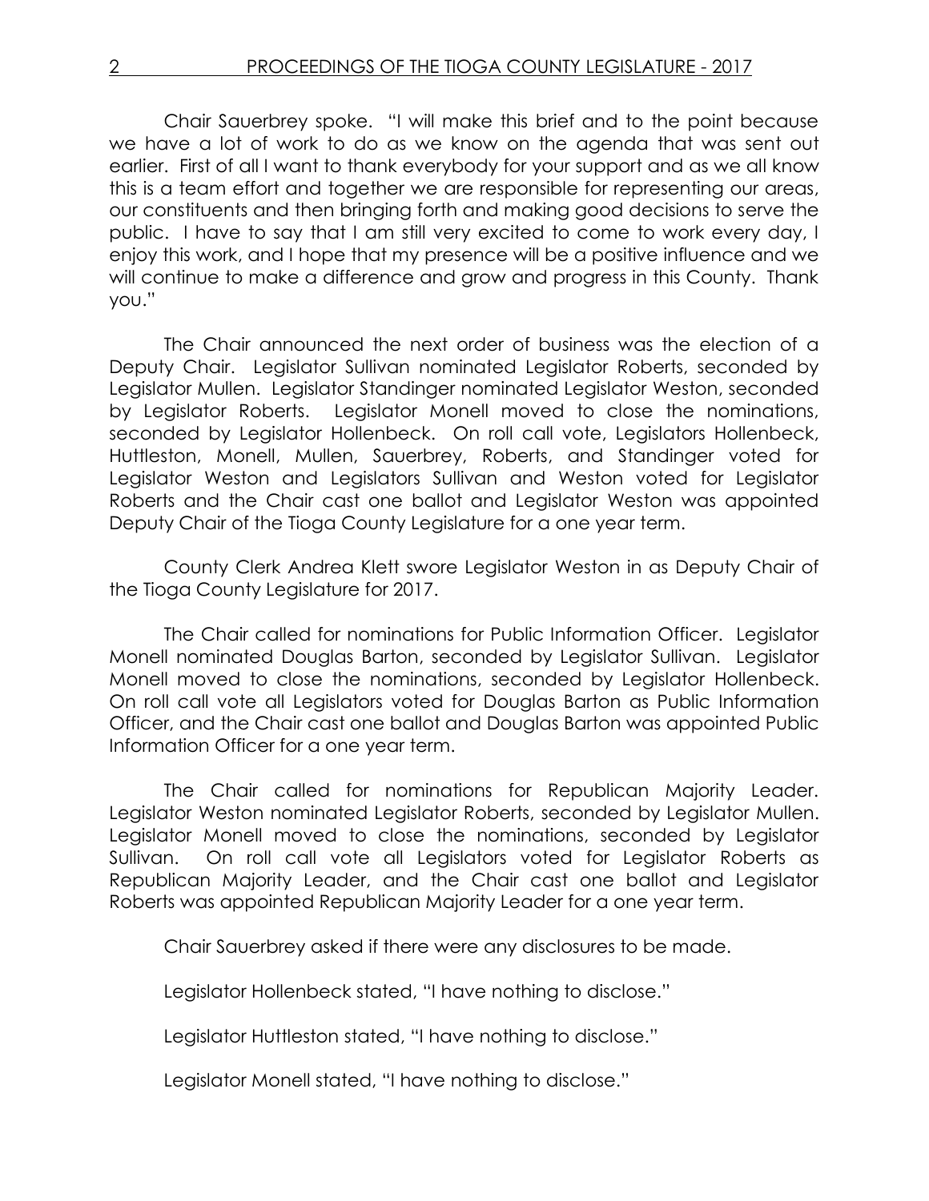Chair Sauerbrey spoke. "I will make this brief and to the point because we have a lot of work to do as we know on the agenda that was sent out earlier. First of all I want to thank everybody for your support and as we all know this is a team effort and together we are responsible for representing our areas, our constituents and then bringing forth and making good decisions to serve the public. I have to say that I am still very excited to come to work every day, I enjoy this work, and I hope that my presence will be a positive influence and we will continue to make a difference and grow and progress in this County. Thank you."

The Chair announced the next order of business was the election of a Deputy Chair. Legislator Sullivan nominated Legislator Roberts, seconded by Legislator Mullen. Legislator Standinger nominated Legislator Weston, seconded by Legislator Roberts. Legislator Monell moved to close the nominations, seconded by Legislator Hollenbeck. On roll call vote, Legislators Hollenbeck, Huttleston, Monell, Mullen, Sauerbrey, Roberts, and Standinger voted for Legislator Weston and Legislators Sullivan and Weston voted for Legislator Roberts and the Chair cast one ballot and Legislator Weston was appointed Deputy Chair of the Tioga County Legislature for a one year term.

County Clerk Andrea Klett swore Legislator Weston in as Deputy Chair of the Tioga County Legislature for 2017.

The Chair called for nominations for Public Information Officer. Legislator Monell nominated Douglas Barton, seconded by Legislator Sullivan. Legislator Monell moved to close the nominations, seconded by Legislator Hollenbeck. On roll call vote all Legislators voted for Douglas Barton as Public Information Officer, and the Chair cast one ballot and Douglas Barton was appointed Public Information Officer for a one year term.

The Chair called for nominations for Republican Majority Leader. Legislator Weston nominated Legislator Roberts, seconded by Legislator Mullen. Legislator Monell moved to close the nominations, seconded by Legislator Sullivan. On roll call vote all Legislators voted for Legislator Roberts as Republican Majority Leader, and the Chair cast one ballot and Legislator Roberts was appointed Republican Majority Leader for a one year term.

Chair Sauerbrey asked if there were any disclosures to be made.

Legislator Hollenbeck stated, "I have nothing to disclose."

Legislator Huttleston stated, "I have nothing to disclose."

Legislator Monell stated, "I have nothing to disclose."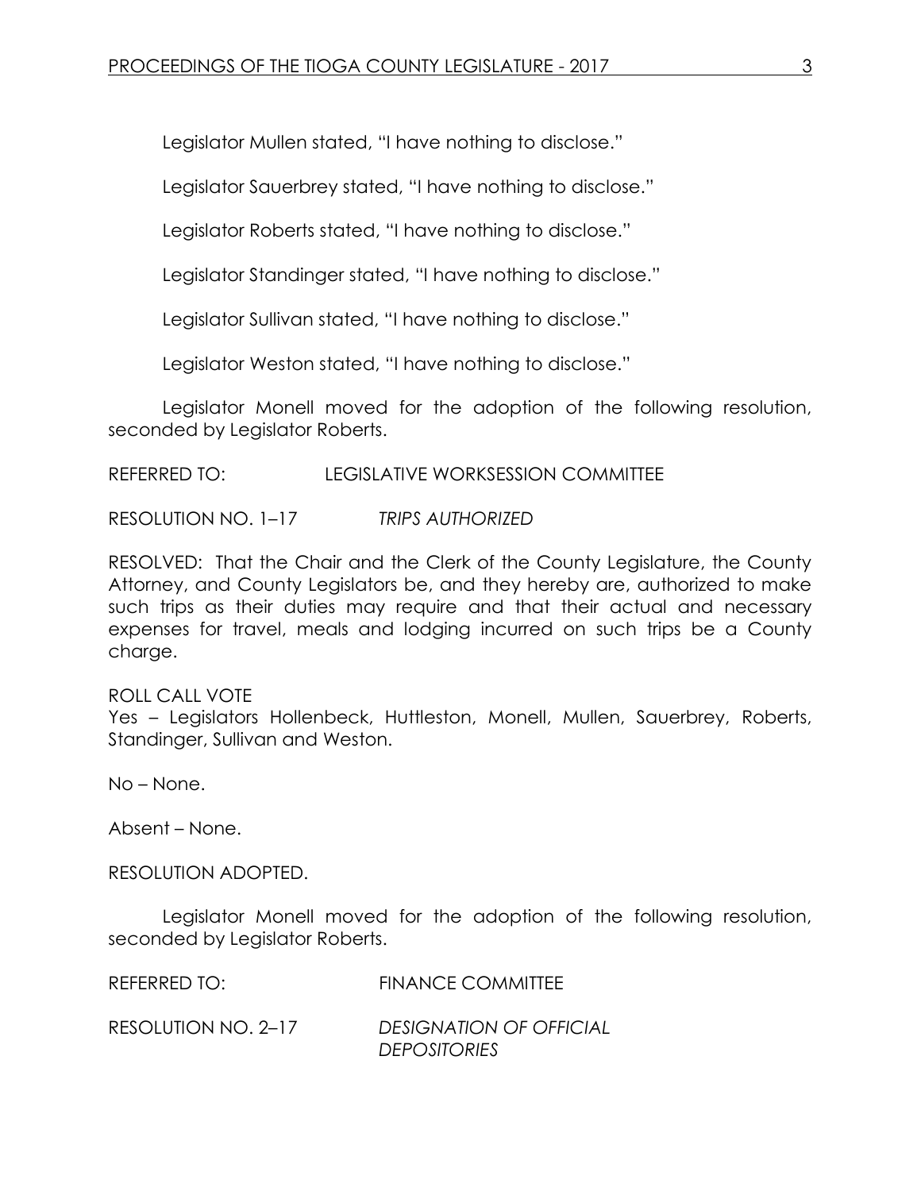Legislator Mullen stated, "I have nothing to disclose."

Legislator Sauerbrey stated, "I have nothing to disclose."

Legislator Roberts stated, "I have nothing to disclose."

Legislator Standinger stated, "I have nothing to disclose."

Legislator Sullivan stated, "I have nothing to disclose."

Legislator Weston stated, "I have nothing to disclose."

Legislator Monell moved for the adoption of the following resolution, seconded by Legislator Roberts.

REFERRED TO: LEGISLATIVE WORKSESSION COMMITTEE

RESOLUTION NO. 1–17 *TRIPS AUTHORIZED*

RESOLVED: That the Chair and the Clerk of the County Legislature, the County Attorney, and County Legislators be, and they hereby are, authorized to make such trips as their duties may require and that their actual and necessary expenses for travel, meals and lodging incurred on such trips be a County charge.

ROLL CALL VOTE
Yes – Legislators Hollenbeck, Huttleston, Monell, Mullen, Sauerbrey, Roberts, Standinger, Sullivan and Weston.

No – None.

Absent – None.

RESOLUTION ADOPTED.

Legislator Monell moved for the adoption of the following resolution, seconded by Legislator Roberts.

REFERRED TO: FINANCE COMMITTEE

RESOLUTION NO. 2–17 *DESIGNATION OF OFFICIAL DEPOSITORIES*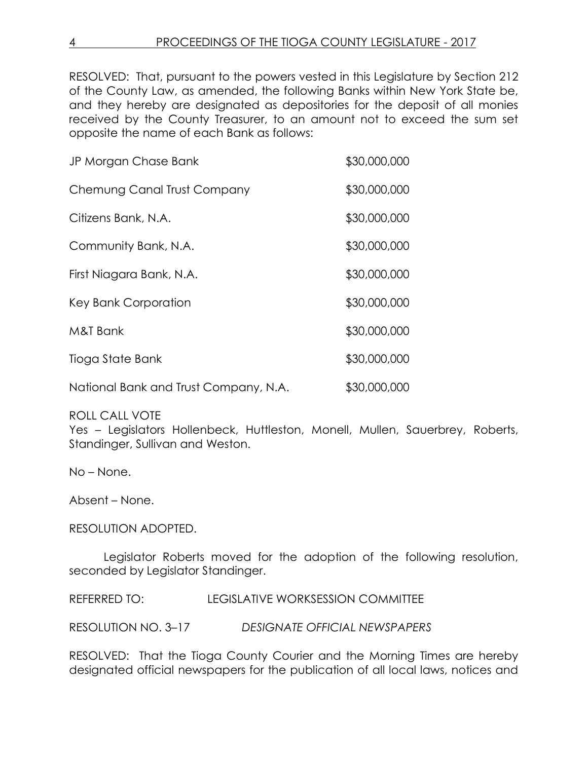RESOLVED: That, pursuant to the powers vested in this Legislature by Section 212 of the County Law, as amended, the following Banks within New York State be, and they hereby are designated as depositories for the deposit of all monies received by the County Treasurer, to an amount not to exceed the sum set opposite the name of each Bank as follows:

| | |
|---|---|
| JP Morgan Chase Bank | $30,000,000 |
| Chemung Canal Trust Company | $30,000,000 |
| Citizens Bank, N.A. | $30,000,000 |
| Community Bank, N.A. | $30,000,000 |
| First Niagara Bank, N.A. | $30,000,000 |
| Key Bank Corporation | $30,000,000 |
| M&T Bank | $30,000,000 |
| Tioga State Bank | $30,000,000 |
| National Bank and Trust Company, N.A. | $30,000,000 |

ROLL CALL VOTE
Yes – Legislators Hollenbeck, Huttleston, Monell, Mullen, Sauerbrey, Roberts, Standinger, Sullivan and Weston.

No – None.

Absent – None.

RESOLUTION ADOPTED.

Legislator Roberts moved for the adoption of the following resolution, seconded by Legislator Standinger.

REFERRED TO: LEGISLATIVE WORKSESSION COMMITTEE

RESOLUTION NO. 3–17 *DESIGNATE OFFICIAL NEWSPAPERS*

RESOLVED: That the Tioga County Courier and the Morning Times are hereby designated official newspapers for the publication of all local laws, notices and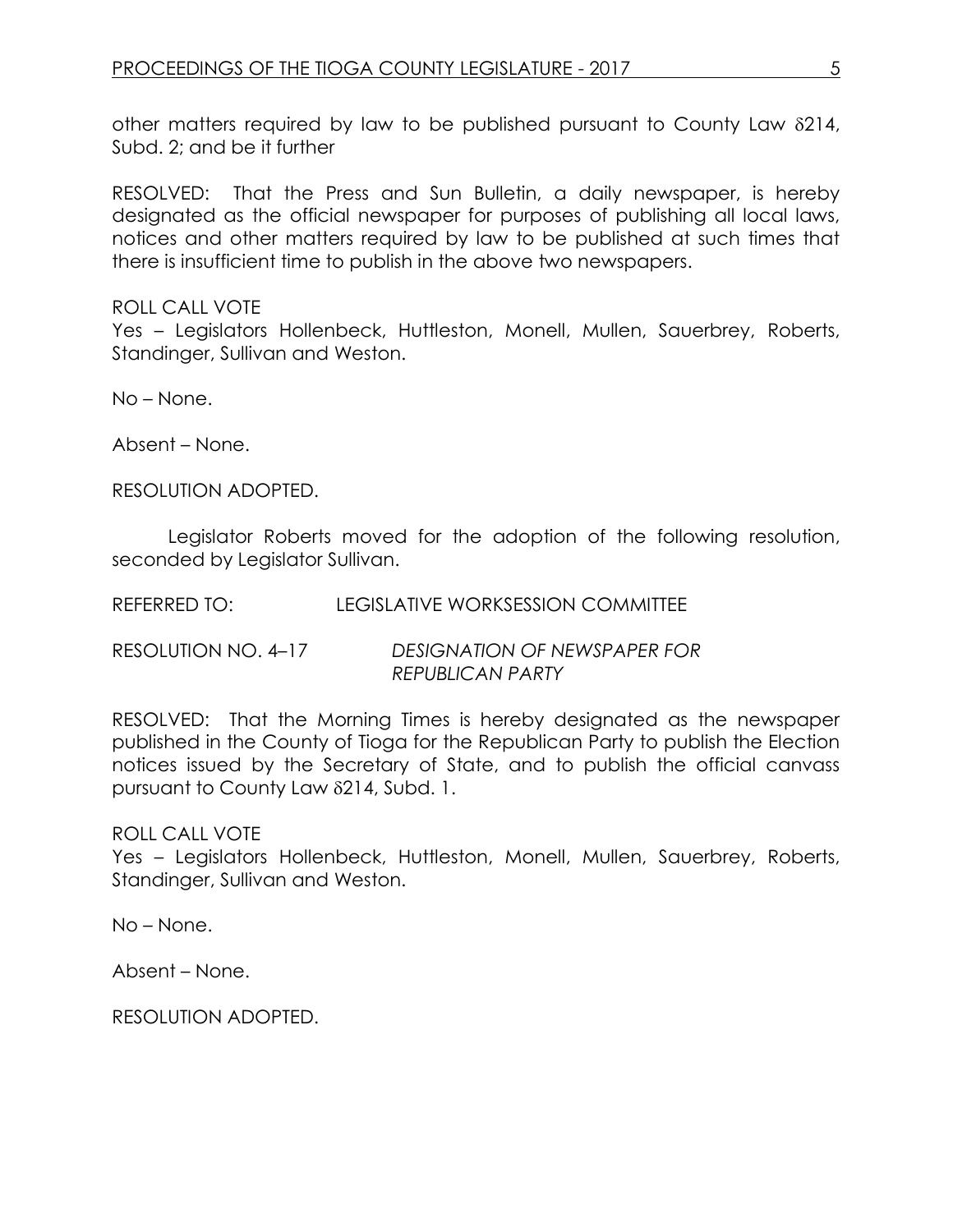other matters required by law to be published pursuant to County Law δ214, Subd. 2; and be it further

RESOLVED: That the Press and Sun Bulletin, a daily newspaper, is hereby designated as the official newspaper for purposes of publishing all local laws, notices and other matters required by law to be published at such times that there is insufficient time to publish in the above two newspapers.

ROLL CALL VOTE
Yes – Legislators Hollenbeck, Huttleston, Monell, Mullen, Sauerbrey, Roberts, Standinger, Sullivan and Weston.

No – None.

Absent – None.

RESOLUTION ADOPTED.

Legislator Roberts moved for the adoption of the following resolution, seconded by Legislator Sullivan.

REFERRED TO: LEGISLATIVE WORKSESSION COMMITTEE

RESOLUTION NO. 4–17 *DESIGNATION OF NEWSPAPER FOR REPUBLICAN PARTY*

RESOLVED: That the Morning Times is hereby designated as the newspaper published in the County of Tioga for the Republican Party to publish the Election notices issued by the Secretary of State, and to publish the official canvass pursuant to County Law δ214, Subd. 1.

ROLL CALL VOTE
Yes – Legislators Hollenbeck, Huttleston, Monell, Mullen, Sauerbrey, Roberts, Standinger, Sullivan and Weston.

No – None.

Absent – None.

RESOLUTION ADOPTED.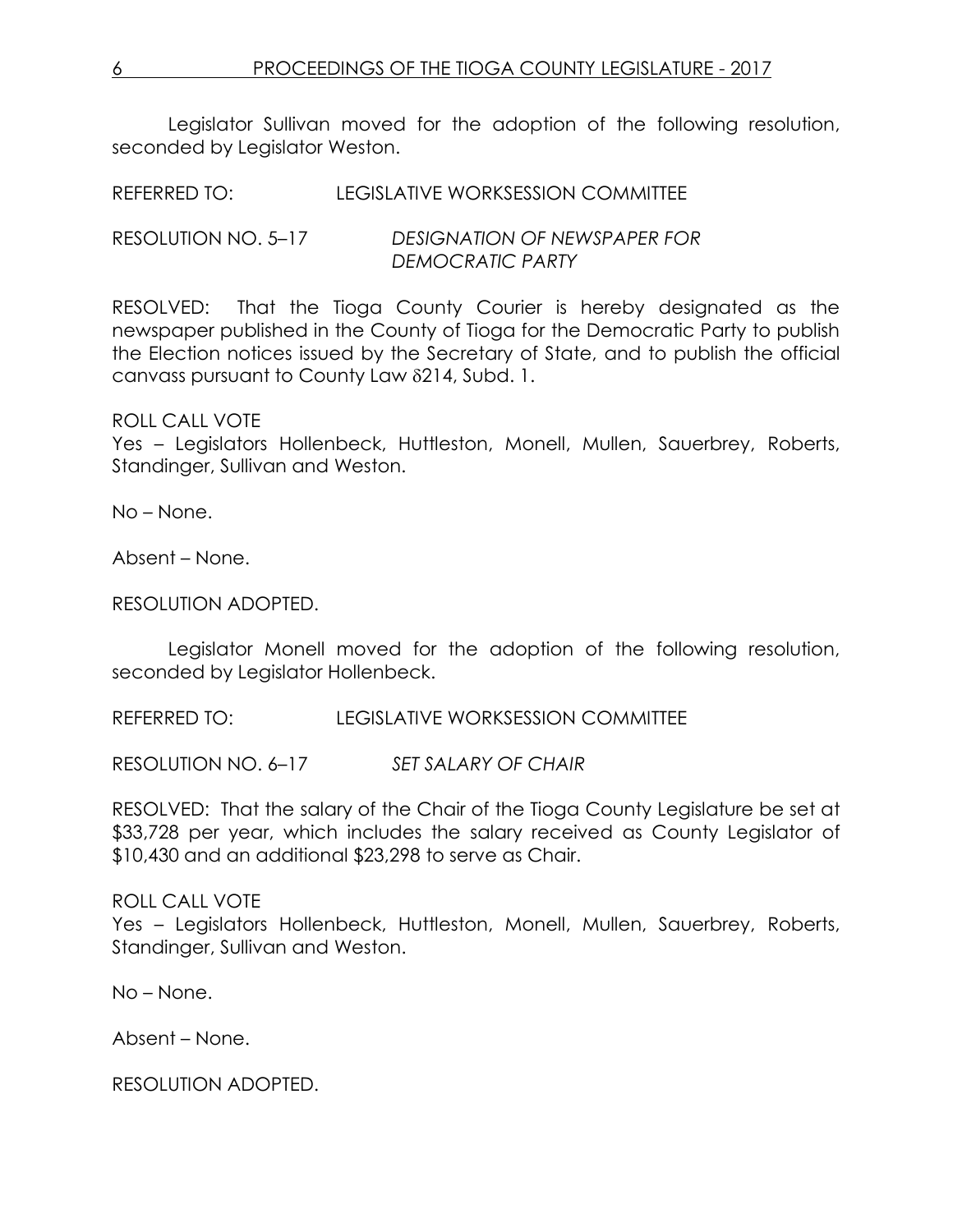Legislator Sullivan moved for the adoption of the following resolution, seconded by Legislator Weston.

REFERRED TO: LEGISLATIVE WORKSESSION COMMITTEE

RESOLUTION NO. 5–17 *DESIGNATION OF NEWSPAPER FOR DEMOCRATIC PARTY*

RESOLVED: That the Tioga County Courier is hereby designated as the newspaper published in the County of Tioga for the Democratic Party to publish the Election notices issued by the Secretary of State, and to publish the official canvass pursuant to County Law δ214, Subd. 1.

ROLL CALL VOTE
Yes – Legislators Hollenbeck, Huttleston, Monell, Mullen, Sauerbrey, Roberts, Standinger, Sullivan and Weston.

No – None.

Absent – None.

RESOLUTION ADOPTED.

Legislator Monell moved for the adoption of the following resolution, seconded by Legislator Hollenbeck.

REFERRED TO: LEGISLATIVE WORKSESSION COMMITTEE

RESOLUTION NO. 6–17 *SET SALARY OF CHAIR*

RESOLVED: That the salary of the Chair of the Tioga County Legislature be set at $33,728 per year, which includes the salary received as County Legislator of $10,430 and an additional $23,298 to serve as Chair.

ROLL CALL VOTE
Yes – Legislators Hollenbeck, Huttleston, Monell, Mullen, Sauerbrey, Roberts, Standinger, Sullivan and Weston.

No – None.

Absent – None.

RESOLUTION ADOPTED.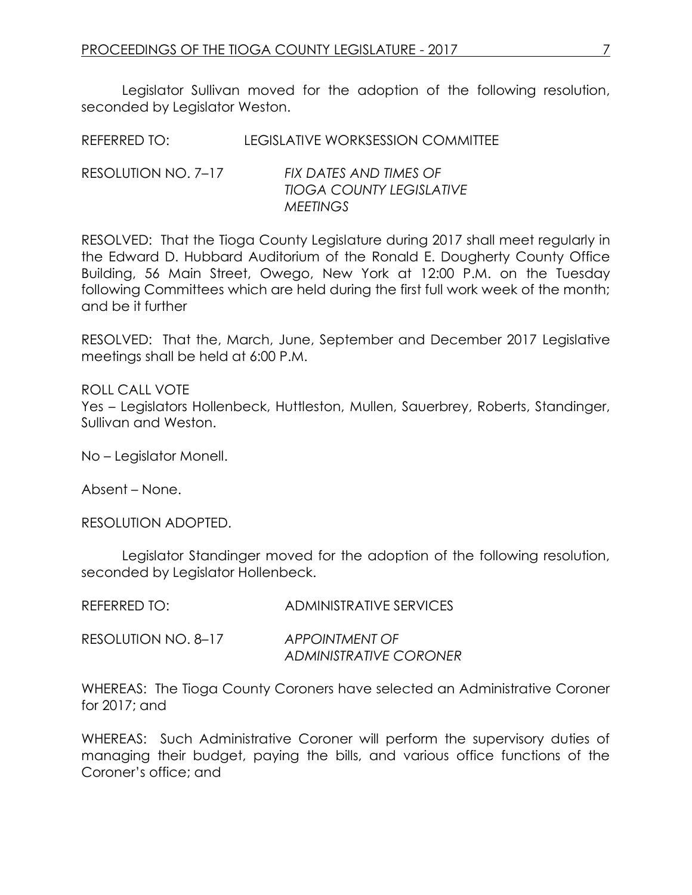Legislator Sullivan moved for the adoption of the following resolution, seconded by Legislator Weston.

REFERRED TO: LEGISLATIVE WORKSESSION COMMITTEE

RESOLUTION NO. 7–17 *FIX DATES AND TIMES OF TIOGA COUNTY LEGISLATIVE MEETINGS*

RESOLVED: That the Tioga County Legislature during 2017 shall meet regularly in the Edward D. Hubbard Auditorium of the Ronald E. Dougherty County Office Building, 56 Main Street, Owego, New York at 12:00 P.M. on the Tuesday following Committees which are held during the first full work week of the month; and be it further

RESOLVED: That the, March, June, September and December 2017 Legislative meetings shall be held at 6:00 P.M.

ROLL CALL VOTE
Yes – Legislators Hollenbeck, Huttleston, Mullen, Sauerbrey, Roberts, Standinger, Sullivan and Weston.

No – Legislator Monell.

Absent – None.

RESOLUTION ADOPTED.

Legislator Standinger moved for the adoption of the following resolution, seconded by Legislator Hollenbeck.

REFERRED TO: ADMINISTRATIVE SERVICES

RESOLUTION NO. 8–17 *APPOINTMENT OF ADMINISTRATIVE CORONER*

WHEREAS: The Tioga County Coroners have selected an Administrative Coroner for 2017; and

WHEREAS: Such Administrative Coroner will perform the supervisory duties of managing their budget, paying the bills, and various office functions of the Coroner's office; and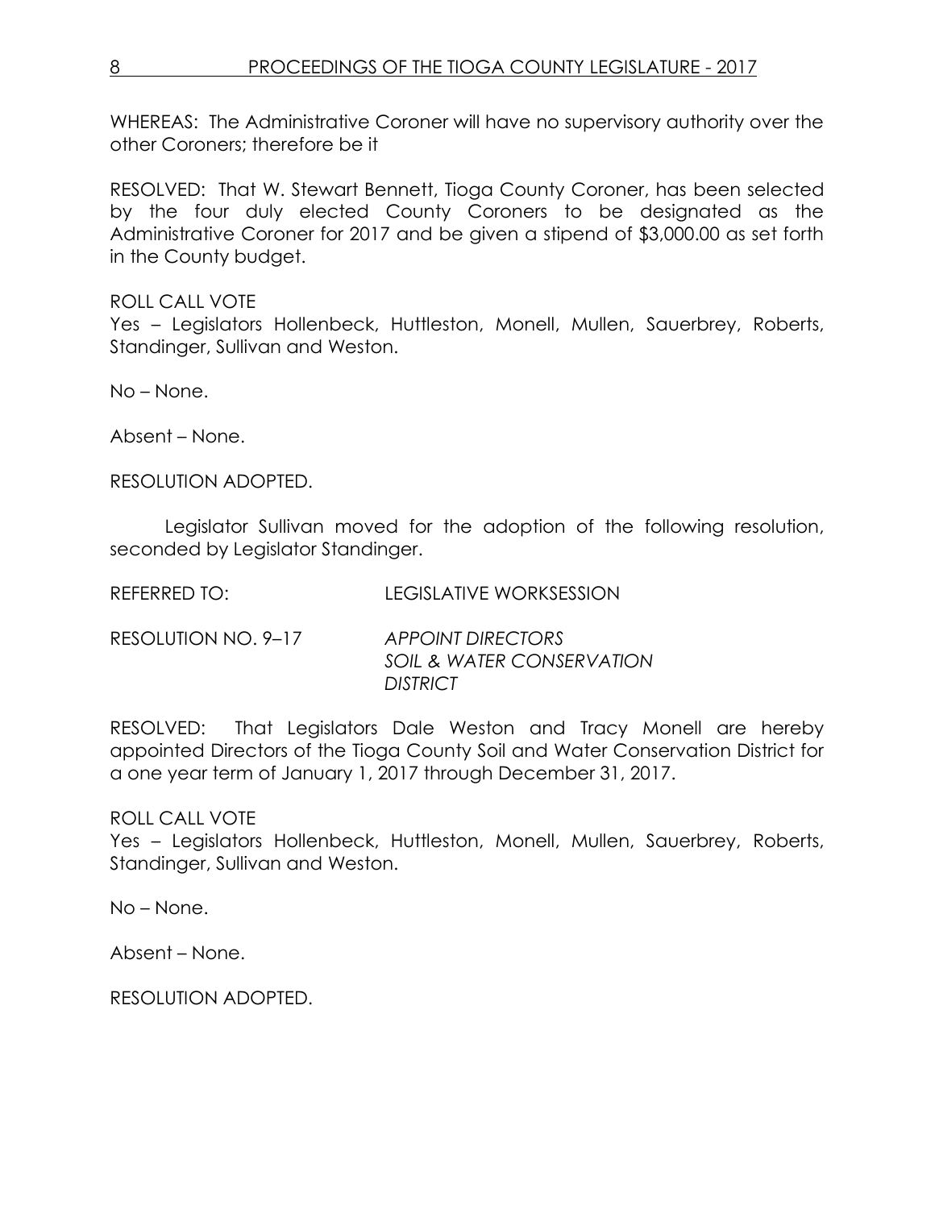WHEREAS: The Administrative Coroner will have no supervisory authority over the other Coroners; therefore be it

RESOLVED: That W. Stewart Bennett, Tioga County Coroner, has been selected by the four duly elected County Coroners to be designated as the Administrative Coroner for 2017 and be given a stipend of $3,000.00 as set forth in the County budget.

ROLL CALL VOTE
Yes – Legislators Hollenbeck, Huttleston, Monell, Mullen, Sauerbrey, Roberts, Standinger, Sullivan and Weston.

No – None.

Absent – None.

RESOLUTION ADOPTED.

Legislator Sullivan moved for the adoption of the following resolution, seconded by Legislator Standinger.

REFERRED TO: LEGISLATIVE WORKSESSION

RESOLUTION NO. 9–17 *APPOINT DIRECTORS SOIL & WATER CONSERVATION DISTRICT*

RESOLVED: That Legislators Dale Weston and Tracy Monell are hereby appointed Directors of the Tioga County Soil and Water Conservation District for a one year term of January 1, 2017 through December 31, 2017.

ROLL CALL VOTE
Yes – Legislators Hollenbeck, Huttleston, Monell, Mullen, Sauerbrey, Roberts, Standinger, Sullivan and Weston.

No – None.

Absent – None.

RESOLUTION ADOPTED.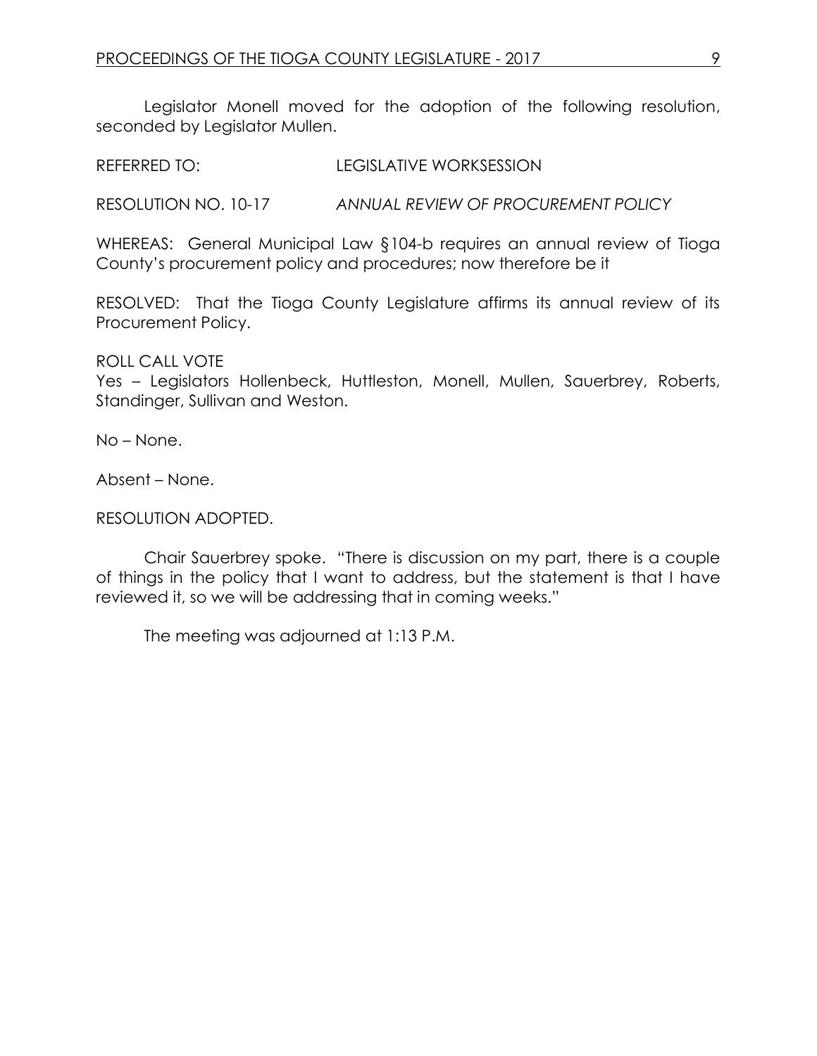Legislator Monell moved for the adoption of the following resolution, seconded by Legislator Mullen.

REFERRED TO: LEGISLATIVE WORKSESSION

RESOLUTION NO. 10-17 *ANNUAL REVIEW OF PROCUREMENT POLICY*

WHEREAS: General Municipal Law §104-b requires an annual review of Tioga County's procurement policy and procedures; now therefore be it

RESOLVED: That the Tioga County Legislature affirms its annual review of its Procurement Policy.

ROLL CALL VOTE
Yes – Legislators Hollenbeck, Huttleston, Monell, Mullen, Sauerbrey, Roberts, Standinger, Sullivan and Weston.

No – None.

Absent – None.

RESOLUTION ADOPTED.

Chair Sauerbrey spoke. "There is discussion on my part, there is a couple of things in the policy that I want to address, but the statement is that I have reviewed it, so we will be addressing that in coming weeks."

The meeting was adjourned at 1:13 P.M.